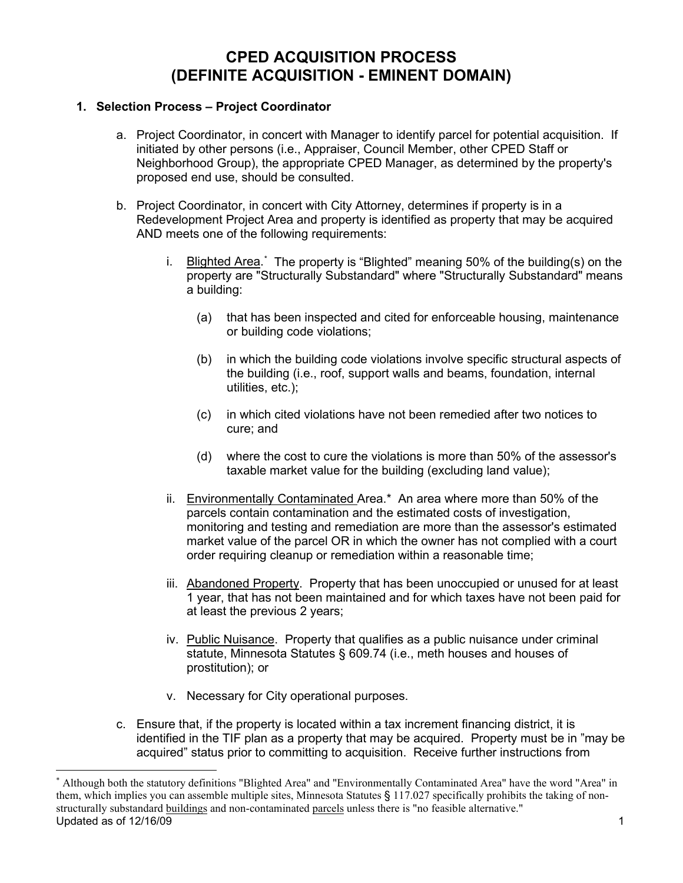# CPED ACQUISITION PROCESS
# (DEFINITE ACQUISITION - EMINENT DOMAIN)

## 1. Selection Process – Project Coordinator

a. Project Coordinator, in concert with Manager to identify parcel for potential acquisition. If initiated by other persons (i.e., Appraiser, Council Member, other CPED Staff or Neighborhood Group), the appropriate CPED Manager, as determined by the property's proposed end use, should be consulted.

b. Project Coordinator, in concert with City Attorney, determines if property is in a Redevelopment Project Area and property is identified as property that may be acquired AND meets one of the following requirements:

   i. Blighted Area.* The property is "Blighted" meaning 50% of the building(s) on the property are "Structurally Substandard" where "Structurally Substandard" means a building:

      (a) that has been inspected and cited for enforceable housing, maintenance or building code violations;

      (b) in which the building code violations involve specific structural aspects of the building (i.e., roof, support walls and beams, foundation, internal utilities, etc.);

      (c) in which cited violations have not been remedied after two notices to cure; and

      (d) where the cost to cure the violations is more than 50% of the assessor's taxable market value for the building (excluding land value);

   ii. Environmentally Contaminated Area.* An area where more than 50% of the parcels contain contamination and the estimated costs of investigation, monitoring and testing and remediation are more than the assessor's estimated market value of the parcel OR in which the owner has not complied with a court order requiring cleanup or remediation within a reasonable time;

   iii. Abandoned Property. Property that has been unoccupied or unused for at least 1 year, that has not been maintained and for which taxes have not been paid for at least the previous 2 years;

   iv. Public Nuisance. Property that qualifies as a public nuisance under criminal statute, Minnesota Statutes § 609.74 (i.e., meth houses and houses of prostitution); or

   v. Necessary for City operational purposes.

c. Ensure that, if the property is located within a tax increment financing district, it is identified in the TIF plan as a property that may be acquired. Property must be in "may be acquired" status prior to committing to acquisition. Receive further instructions from

---

* Although both the statutory definitions "Blighted Area" and "Environmentally Contaminated Area" have the word "Area" in them, which implies you can assemble multiple sites, Minnesota Statutes § 117.027 specifically prohibits the taking of non-structurally substandard buildings and non-contaminated parcels unless there is "no feasible alternative."

Updated as of 12/16/09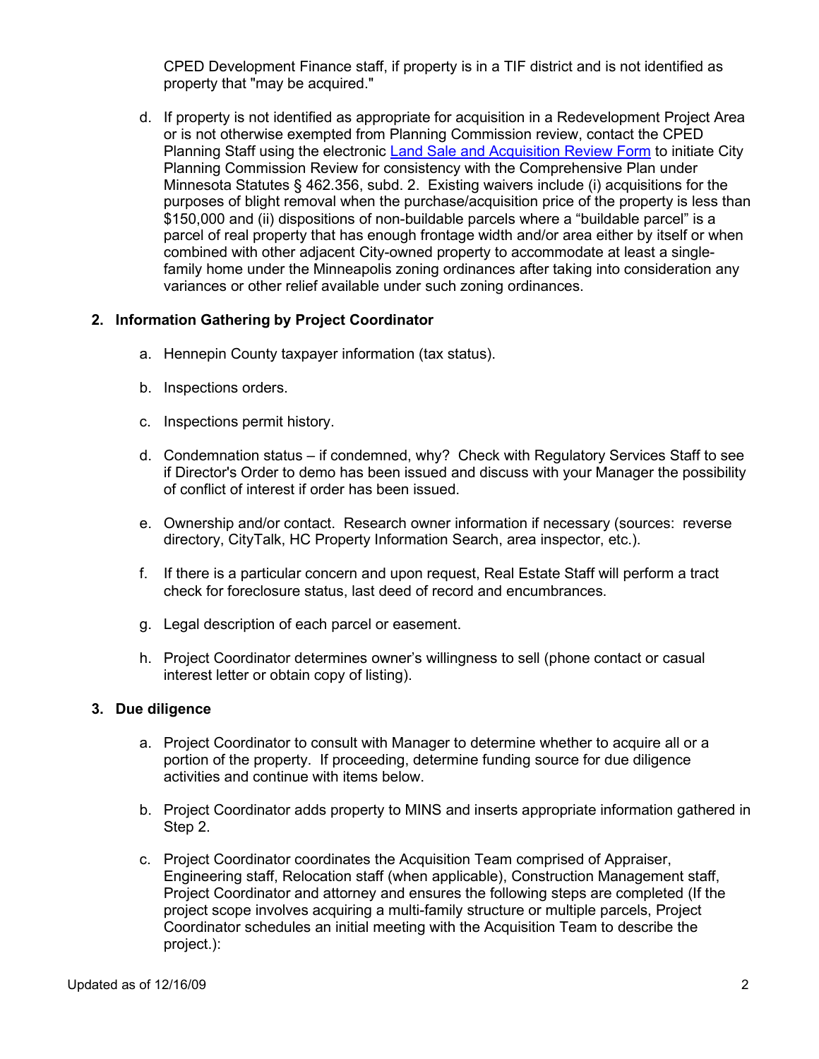CPED Development Finance staff, if property is in a TIF district and is not identified as property that "may be acquired."

d. If property is not identified as appropriate for acquisition in a Redevelopment Project Area or is not otherwise exempted from Planning Commission review, contact the CPED Planning Staff using the electronic Land Sale and Acquisition Review Form to initiate City Planning Commission Review for consistency with the Comprehensive Plan under Minnesota Statutes § 462.356, subd. 2. Existing waivers include (i) acquisitions for the purposes of blight removal when the purchase/acquisition price of the property is less than $150,000 and (ii) dispositions of non-buildable parcels where a "buildable parcel" is a parcel of real property that has enough frontage width and/or area either by itself or when combined with other adjacent City-owned property to accommodate at least a single-family home under the Minneapolis zoning ordinances after taking into consideration any variances or other relief available under such zoning ordinances.

**2. Information Gathering by Project Coordinator**

a. Hennepin County taxpayer information (tax status).

b. Inspections orders.

c. Inspections permit history.

d. Condemnation status – if condemned, why? Check with Regulatory Services Staff to see if Director's Order to demo has been issued and discuss with your Manager the possibility of conflict of interest if order has been issued.

e. Ownership and/or contact. Research owner information if necessary (sources: reverse directory, CityTalk, HC Property Information Search, area inspector, etc.).

f. If there is a particular concern and upon request, Real Estate Staff will perform a tract check for foreclosure status, last deed of record and encumbrances.

g. Legal description of each parcel or easement.

h. Project Coordinator determines owner's willingness to sell (phone contact or casual interest letter or obtain copy of listing).

**3. Due diligence**

a. Project Coordinator to consult with Manager to determine whether to acquire all or a portion of the property. If proceeding, determine funding source for due diligence activities and continue with items below.

b. Project Coordinator adds property to MINS and inserts appropriate information gathered in Step 2.

c. Project Coordinator coordinates the Acquisition Team comprised of Appraiser, Engineering staff, Relocation staff (when applicable), Construction Management staff, Project Coordinator and attorney and ensures the following steps are completed (If the project scope involves acquiring a multi-family structure or multiple parcels, Project Coordinator schedules an initial meeting with the Acquisition Team to describe the project.):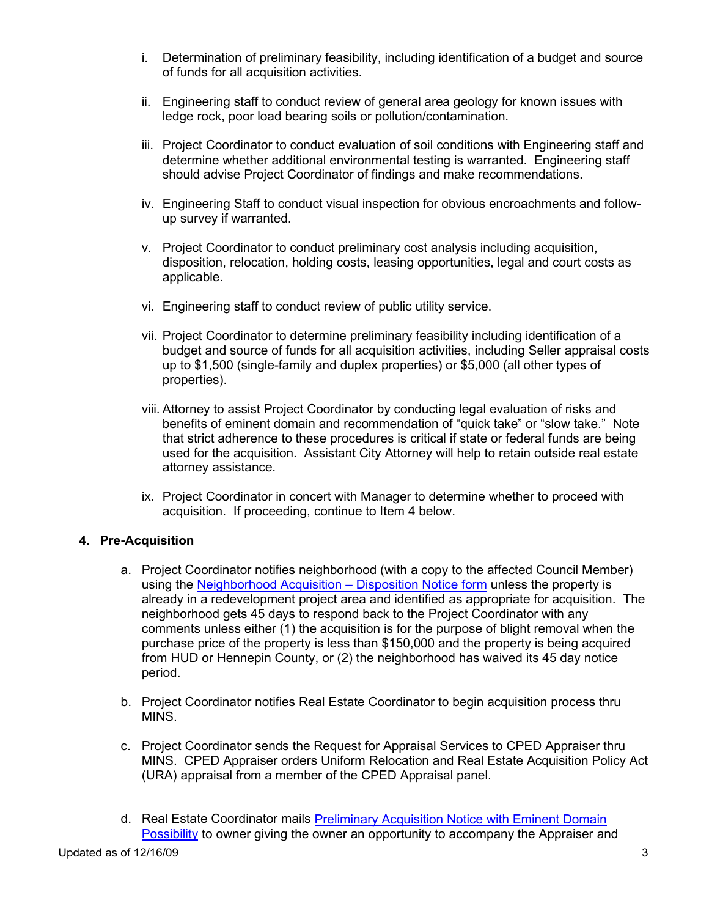i. Determination of preliminary feasibility, including identification of a budget and source of funds for all acquisition activities.

ii. Engineering staff to conduct review of general area geology for known issues with ledge rock, poor load bearing soils or pollution/contamination.

iii. Project Coordinator to conduct evaluation of soil conditions with Engineering staff and determine whether additional environmental testing is warranted. Engineering staff should advise Project Coordinator of findings and make recommendations.

iv. Engineering Staff to conduct visual inspection for obvious encroachments and follow-up survey if warranted.

v. Project Coordinator to conduct preliminary cost analysis including acquisition, disposition, relocation, holding costs, leasing opportunities, legal and court costs as applicable.

vi. Engineering staff to conduct review of public utility service.

vii. Project Coordinator to determine preliminary feasibility including identification of a budget and source of funds for all acquisition activities, including Seller appraisal costs up to $1,500 (single-family and duplex properties) or $5,000 (all other types of properties).

viii. Attorney to assist Project Coordinator by conducting legal evaluation of risks and benefits of eminent domain and recommendation of "quick take" or "slow take." Note that strict adherence to these procedures is critical if state or federal funds are being used for the acquisition. Assistant City Attorney will help to retain outside real estate attorney assistance.

ix. Project Coordinator in concert with Manager to determine whether to proceed with acquisition. If proceeding, continue to Item 4 below.

**4. Pre-Acquisition**

a. Project Coordinator notifies neighborhood (with a copy to the affected Council Member) using the Neighborhood Acquisition – Disposition Notice form unless the property is already in a redevelopment project area and identified as appropriate for acquisition. The neighborhood gets 45 days to respond back to the Project Coordinator with any comments unless either (1) the acquisition is for the purpose of blight removal when the purchase price of the property is less than $150,000 and the property is being acquired from HUD or Hennepin County, or (2) the neighborhood has waived its 45 day notice period.

b. Project Coordinator notifies Real Estate Coordinator to begin acquisition process thru MINS.

c. Project Coordinator sends the Request for Appraisal Services to CPED Appraiser thru MINS. CPED Appraiser orders Uniform Relocation and Real Estate Acquisition Policy Act (URA) appraisal from a member of the CPED Appraisal panel.

d. Real Estate Coordinator mails Preliminary Acquisition Notice with Eminent Domain Possibility to owner giving the owner an opportunity to accompany the Appraiser and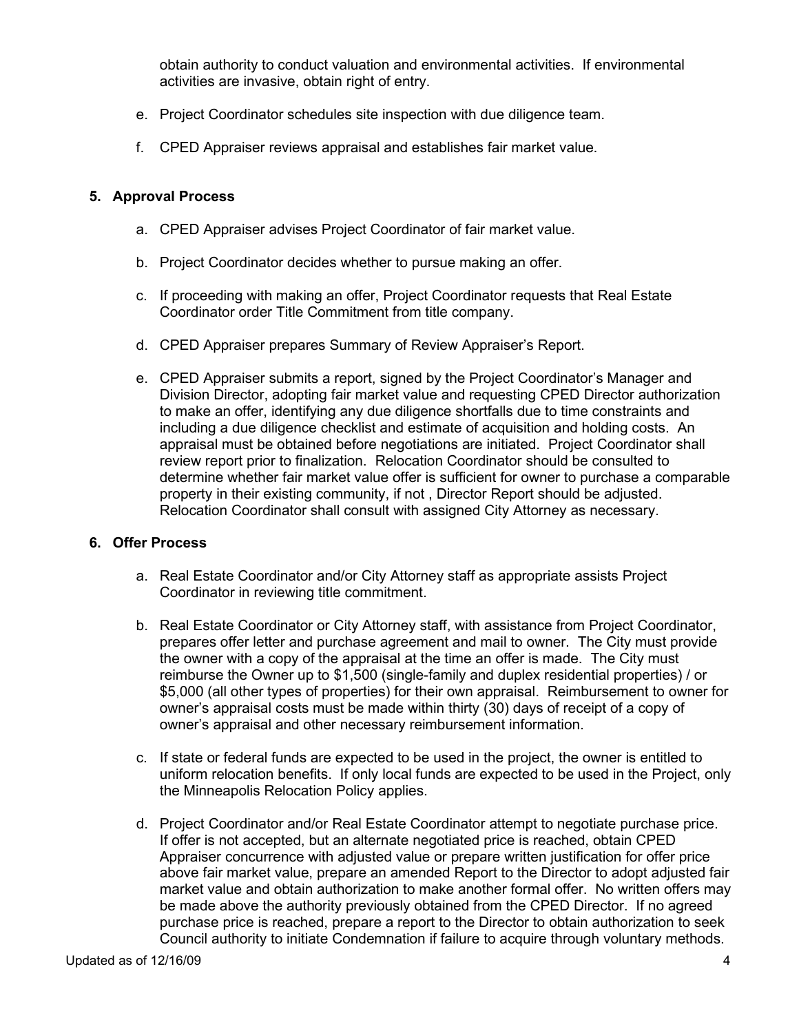obtain authority to conduct valuation and environmental activities. If environmental activities are invasive, obtain right of entry.

e. Project Coordinator schedules site inspection with due diligence team.

f. CPED Appraiser reviews appraisal and establishes fair market value.

**5. Approval Process**

a. CPED Appraiser advises Project Coordinator of fair market value.

b. Project Coordinator decides whether to pursue making an offer.

c. If proceeding with making an offer, Project Coordinator requests that Real Estate Coordinator order Title Commitment from title company.

d. CPED Appraiser prepares Summary of Review Appraiser's Report.

e. CPED Appraiser submits a report, signed by the Project Coordinator's Manager and Division Director, adopting fair market value and requesting CPED Director authorization to make an offer, identifying any due diligence shortfalls due to time constraints and including a due diligence checklist and estimate of acquisition and holding costs. An appraisal must be obtained before negotiations are initiated. Project Coordinator shall review report prior to finalization. Relocation Coordinator should be consulted to determine whether fair market value offer is sufficient for owner to purchase a comparable property in their existing community, if not , Director Report should be adjusted. Relocation Coordinator shall consult with assigned City Attorney as necessary.

**6. Offer Process**

a. Real Estate Coordinator and/or City Attorney staff as appropriate assists Project Coordinator in reviewing title commitment.

b. Real Estate Coordinator or City Attorney staff, with assistance from Project Coordinator, prepares offer letter and purchase agreement and mail to owner. The City must provide the owner with a copy of the appraisal at the time an offer is made. The City must reimburse the Owner up to $1,500 (single-family and duplex residential properties) / or $5,000 (all other types of properties) for their own appraisal. Reimbursement to owner for owner's appraisal costs must be made within thirty (30) days of receipt of a copy of owner's appraisal and other necessary reimbursement information.

c. If state or federal funds are expected to be used in the project, the owner is entitled to uniform relocation benefits. If only local funds are expected to be used in the Project, only the Minneapolis Relocation Policy applies.

d. Project Coordinator and/or Real Estate Coordinator attempt to negotiate purchase price. If offer is not accepted, but an alternate negotiated price is reached, obtain CPED Appraiser concurrence with adjusted value or prepare written justification for offer price above fair market value, prepare an amended Report to the Director to adopt adjusted fair market value and obtain authorization to make another formal offer. No written offers may be made above the authority previously obtained from the CPED Director. If no agreed purchase price is reached, prepare a report to the Director to obtain authorization to seek Council authority to initiate Condemnation if failure to acquire through voluntary methods.

Updated as of 12/16/09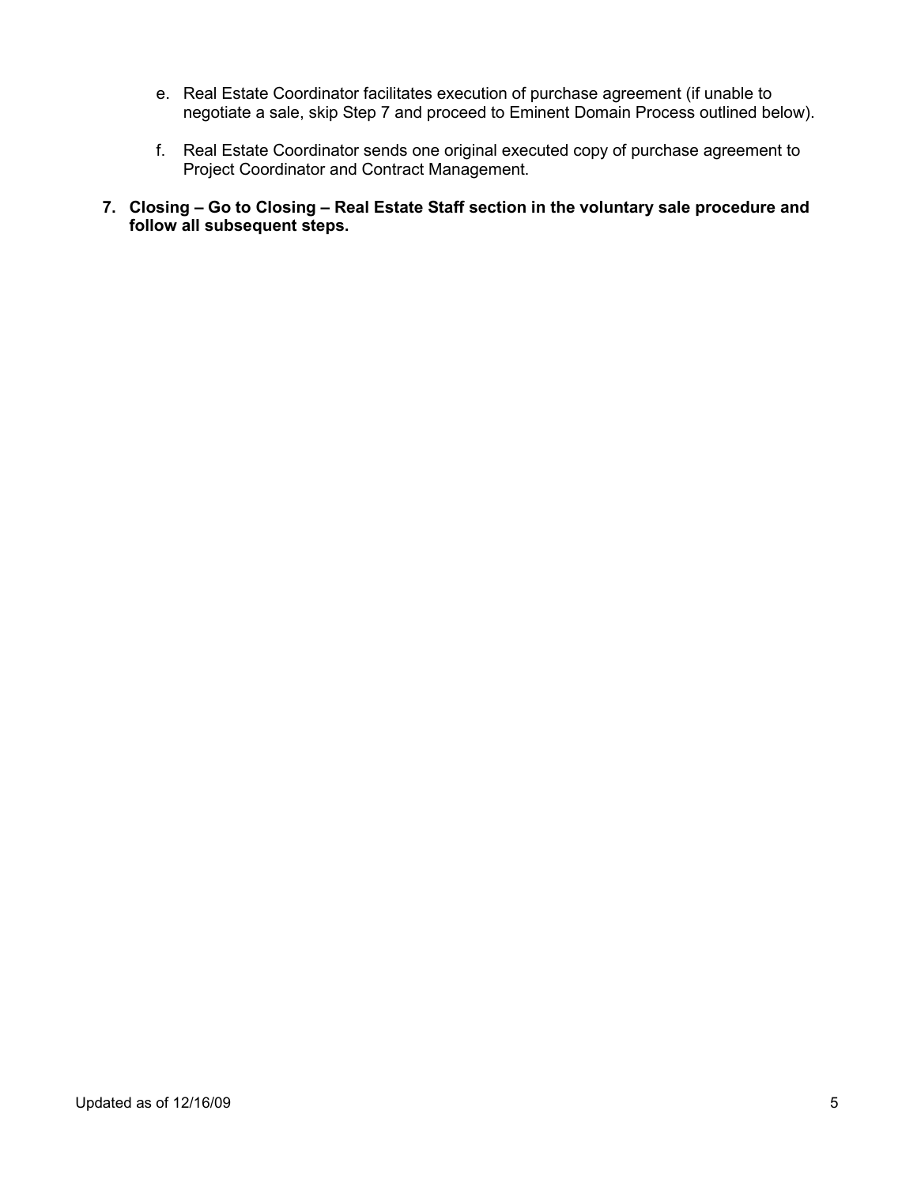e. Real Estate Coordinator facilitates execution of purchase agreement (if unable to negotiate a sale, skip Step 7 and proceed to Eminent Domain Process outlined below).

f. Real Estate Coordinator sends one original executed copy of purchase agreement to Project Coordinator and Contract Management.

7. **Closing – Go to Closing – Real Estate Staff section in the voluntary sale procedure and follow all subsequent steps.**

Updated as of 12/16/09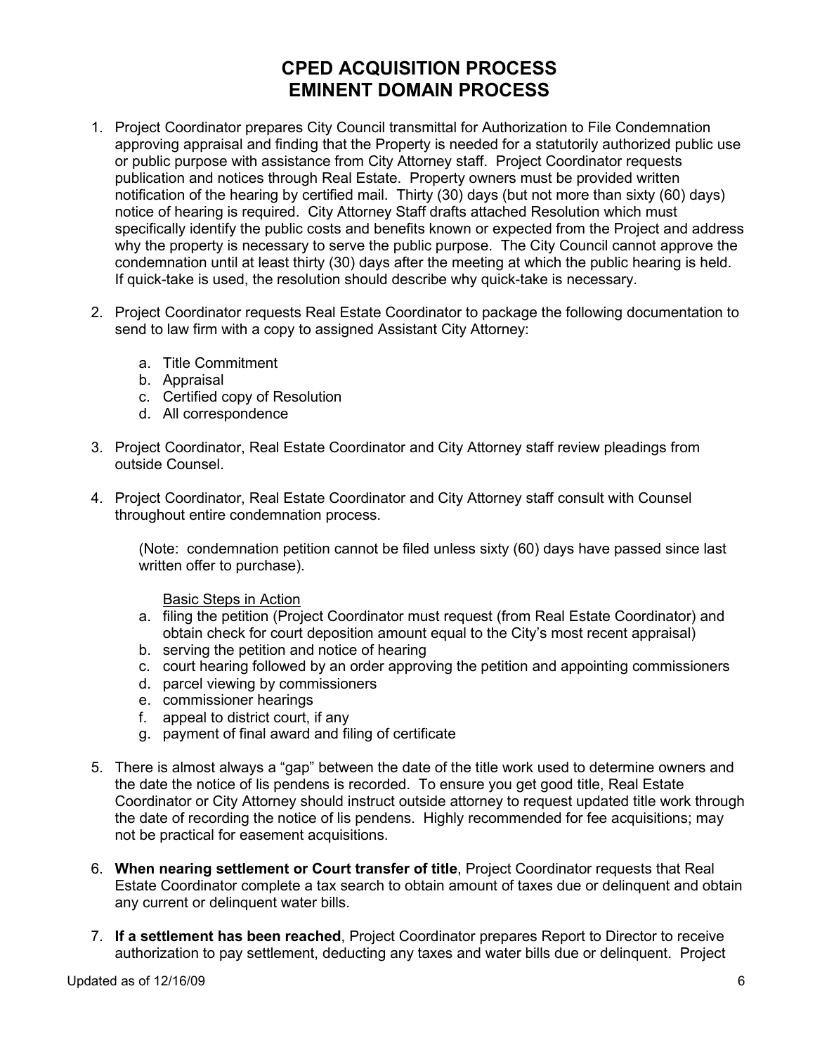# CPED ACQUISITION PROCESS
# EMINENT DOMAIN PROCESS

1. Project Coordinator prepares City Council transmittal for Authorization to File Condemnation approving appraisal and finding that the Property is needed for a statutorily authorized public use or public purpose with assistance from City Attorney staff. Project Coordinator requests publication and notices through Real Estate. Property owners must be provided written notification of the hearing by certified mail. Thirty (30) days (but not more than sixty (60) days) notice of hearing is required. City Attorney Staff drafts attached Resolution which must specifically identify the public costs and benefits known or expected from the Project and address why the property is necessary to serve the public purpose. The City Council cannot approve the condemnation until at least thirty (30) days after the meeting at which the public hearing is held. If quick-take is used, the resolution should describe why quick-take is necessary.

2. Project Coordinator requests Real Estate Coordinator to package the following documentation to send to law firm with a copy to assigned Assistant City Attorney:

   a. Title Commitment
   b. Appraisal
   c. Certified copy of Resolution
   d. All correspondence

3. Project Coordinator, Real Estate Coordinator and City Attorney staff review pleadings from outside Counsel.

4. Project Coordinator, Real Estate Coordinator and City Attorney staff consult with Counsel throughout entire condemnation process.

   (Note: condemnation petition cannot be filed unless sixty (60) days have passed since last written offer to purchase).

   Basic Steps in Action

   a. filing the petition (Project Coordinator must request (from Real Estate Coordinator) and obtain check for court deposition amount equal to the City's most recent appraisal)
   b. serving the petition and notice of hearing
   c. court hearing followed by an order approving the petition and appointing commissioners
   d. parcel viewing by commissioners
   e. commissioner hearings
   f. appeal to district court, if any
   g. payment of final award and filing of certificate

5. There is almost always a "gap" between the date of the title work used to determine owners and the date the notice of lis pendens is recorded. To ensure you get good title, Real Estate Coordinator or City Attorney should instruct outside attorney to request updated title work through the date of recording the notice of lis pendens. Highly recommended for fee acquisitions; may not be practical for easement acquisitions.

6. **When nearing settlement or Court transfer of title**, Project Coordinator requests that Real Estate Coordinator complete a tax search to obtain amount of taxes due or delinquent and obtain any current or delinquent water bills.

7. **If a settlement has been reached**, Project Coordinator prepares Report to Director to receive authorization to pay settlement, deducting any taxes and water bills due or delinquent. Project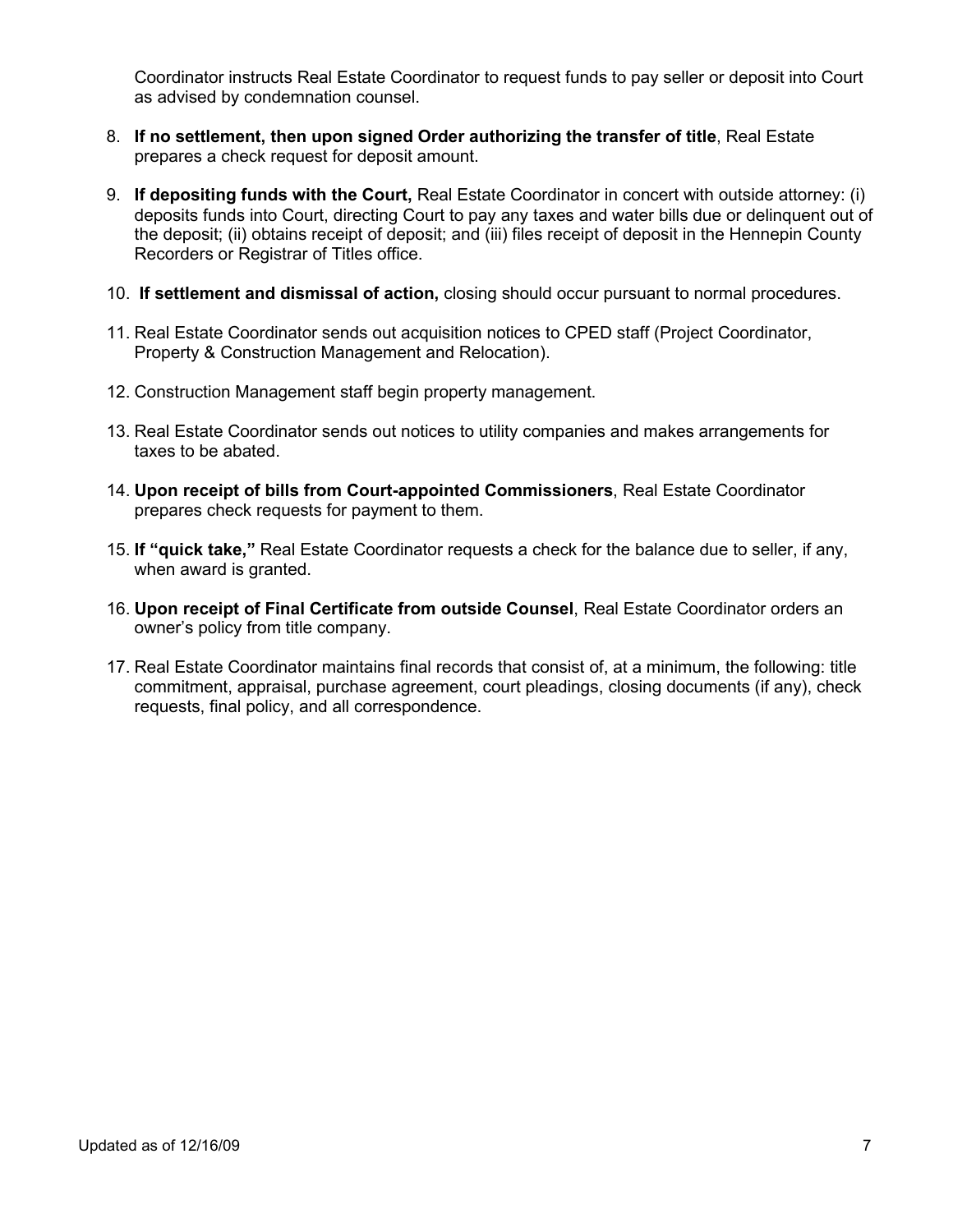Coordinator instructs Real Estate Coordinator to request funds to pay seller or deposit into Court as advised by condemnation counsel.

8. **If no settlement, then upon signed Order authorizing the transfer of title**, Real Estate prepares a check request for deposit amount.
9. **If depositing funds with the Court,** Real Estate Coordinator in concert with outside attorney: (i) deposits funds into Court, directing Court to pay any taxes and water bills due or delinquent out of the deposit; (ii) obtains receipt of deposit; and (iii) files receipt of deposit in the Hennepin County Recorders or Registrar of Titles office.
10. **If settlement and dismissal of action,** closing should occur pursuant to normal procedures.
11. Real Estate Coordinator sends out acquisition notices to CPED staff (Project Coordinator, Property & Construction Management and Relocation).
12. Construction Management staff begin property management.
13. Real Estate Coordinator sends out notices to utility companies and makes arrangements for taxes to be abated.
14. **Upon receipt of bills from Court-appointed Commissioners**, Real Estate Coordinator prepares check requests for payment to them.
15. **If "quick take,"** Real Estate Coordinator requests a check for the balance due to seller, if any, when award is granted.
16. **Upon receipt of Final Certificate from outside Counsel**, Real Estate Coordinator orders an owner's policy from title company.
17. Real Estate Coordinator maintains final records that consist of, at a minimum, the following: title commitment, appraisal, purchase agreement, court pleadings, closing documents (if any), check requests, final policy, and all correspondence.

Updated as of 12/16/09